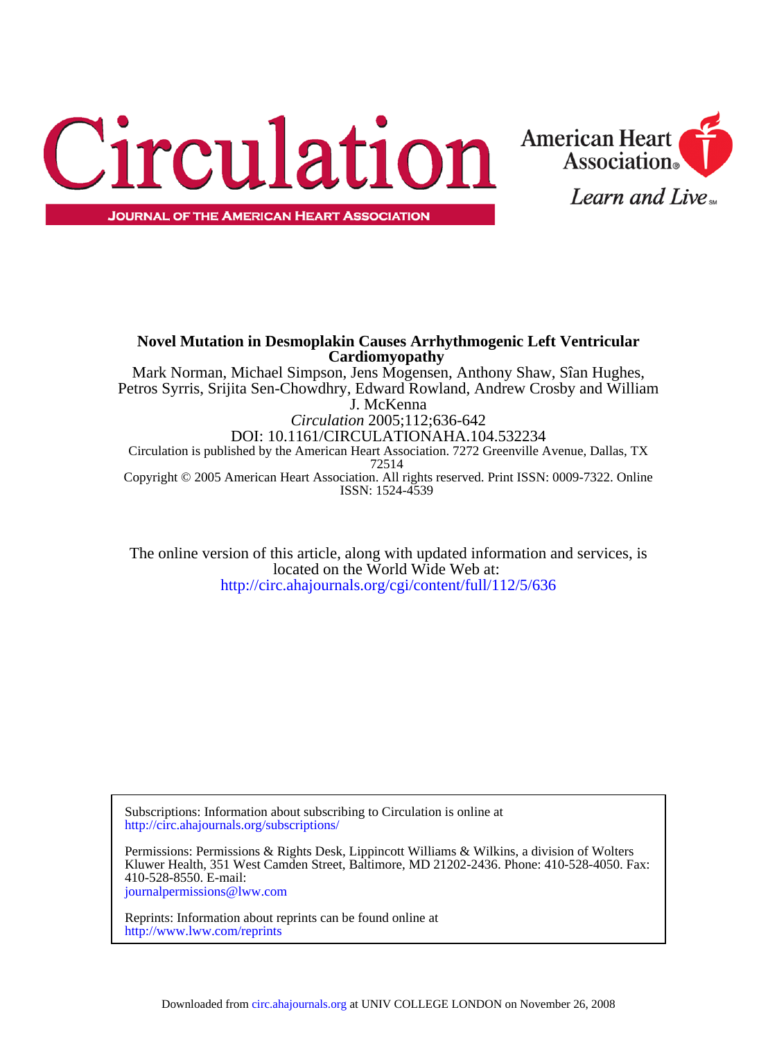# Circulation

JOURNAL OF THE AMERICAN HEART ASSOCIATION

American Heart Association®

*Learn and Live*℠

**Novel Mutation in Desmoplakin Causes Arrhythmogenic Left Ventricular Cardiomyopathy**

Mark Norman, Michael Simpson, Jens Mogensen, Anthony Shaw, Sîan Hughes, Petros Syrris, Srijita Sen-Chowdhry, Edward Rowland, Andrew Crosby and William J. McKenna

*Circulation* 2005;112;636-642

DOI: 10.1161/CIRCULATIONAHA.104.532234

Circulation is published by the American Heart Association. 7272 Greenville Avenue, Dallas, TX 72514

Copyright © 2005 American Heart Association. All rights reserved. Print ISSN: 0009-7322. Online ISSN: 1524-4539

The online version of this article, along with updated information and services, is located on the World Wide Web at:

http://circ.ahajournals.org/cgi/content/full/112/5/636

Subscriptions: Information about subscribing to Circulation is online at
http://circ.ahajournals.org/subscriptions/

Permissions: Permissions & Rights Desk, Lippincott Williams & Wilkins, a division of Wolters Kluwer Health, 351 West Camden Street, Baltimore, MD 21202-2436. Phone: 410-528-4050. Fax: 410-528-8550. E-mail:
journalpermissions@lww.com

Reprints: Information about reprints can be found online at
http://www.lww.com/reprints

Downloaded from circ.ahajournals.org at UNIV COLLEGE LONDON on November 26, 2008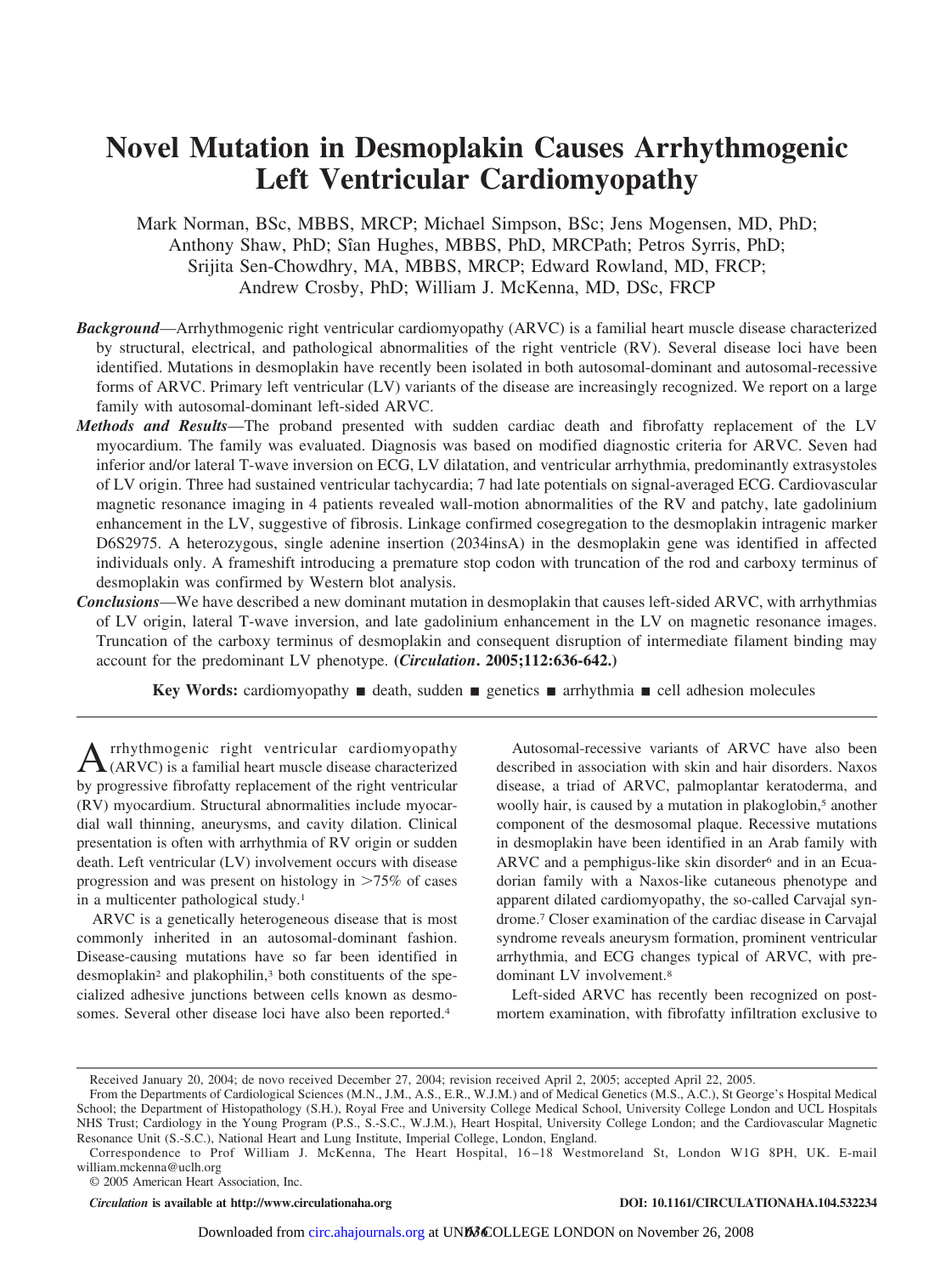# Novel Mutation in Desmoplakin Causes Arrhythmogenic Left Ventricular Cardiomyopathy

Mark Norman, BSc, MBBS, MRCP; Michael Simpson, BSc; Jens Mogensen, MD, PhD; Anthony Shaw, PhD; Sîan Hughes, MBBS, PhD, MRCPath; Petros Syrris, PhD; Srijita Sen-Chowdhry, MA, MBBS, MRCP; Edward Rowland, MD, FRCP; Andrew Crosby, PhD; William J. McKenna, MD, DSc, FRCP

***Background*—**Arrhythmogenic right ventricular cardiomyopathy (ARVC) is a familial heart muscle disease characterized by structural, electrical, and pathological abnormalities of the right ventricle (RV). Several disease loci have been identified. Mutations in desmoplakin have recently been isolated in both autosomal-dominant and autosomal-recessive forms of ARVC. Primary left ventricular (LV) variants of the disease are increasingly recognized. We report on a large family with autosomal-dominant left-sided ARVC.

***Methods and Results*—**The proband presented with sudden cardiac death and fibrofatty replacement of the LV myocardium. The family was evaluated. Diagnosis was based on modified diagnostic criteria for ARVC. Seven had inferior and/or lateral T-wave inversion on ECG, LV dilatation, and ventricular arrhythmia, predominantly extrasystoles of LV origin. Three had sustained ventricular tachycardia; 7 had late potentials on signal-averaged ECG. Cardiovascular magnetic resonance imaging in 4 patients revealed wall-motion abnormalities of the RV and patchy, late gadolinium enhancement in the LV, suggestive of fibrosis. Linkage confirmed cosegregation to the desmoplakin intragenic marker D6S2975. A heterozygous, single adenine insertion (2034insA) in the desmoplakin gene was identified in affected individuals only. A frameshift introducing a premature stop codon with truncation of the rod and carboxy terminus of desmoplakin was confirmed by Western blot analysis.

***Conclusions*—**We have described a new dominant mutation in desmoplakin that causes left-sided ARVC, with arrhythmias of LV origin, lateral T-wave inversion, and late gadolinium enhancement in the LV on magnetic resonance images. Truncation of the carboxy terminus of desmoplakin and consequent disruption of intermediate filament binding may account for the predominant LV phenotype. **(*Circulation*. 2005;112:636-642.)**

**Key Words:** cardiomyopathy ■ death, sudden ■ genetics ■ arrhythmia ■ cell adhesion molecules

Arrhythmogenic right ventricular cardiomyopathy (ARVC) is a familial heart muscle disease characterized by progressive fibrofatty replacement of the right ventricular (RV) myocardium. Structural abnormalities include myocardial wall thinning, aneurysms, and cavity dilation. Clinical presentation is often with arrhythmia of RV origin or sudden death. Left ventricular (LV) involvement occurs with disease progression and was present on histology in >75% of cases in a multicenter pathological study.[1]

ARVC is a genetically heterogeneous disease that is most commonly inherited in an autosomal-dominant fashion. Disease-causing mutations have so far been identified in desmoplakin[2] and plakophilin,[3] both constituents of the specialized adhesive junctions between cells known as desmosomes. Several other disease loci have also been reported.[4]

Autosomal-recessive variants of ARVC have also been described in association with skin and hair disorders. Naxos disease, a triad of ARVC, palmoplantar keratoderma, and woolly hair, is caused by a mutation in plakoglobin,[5] another component of the desmosomal plaque. Recessive mutations in desmoplakin have been identified in an Arab family with ARVC and a pemphigus-like skin disorder[6] and in an Ecuadorian family with a Naxos-like cutaneous phenotype and apparent dilated cardiomyopathy, the so-called Carvajal syndrome.[7] Closer examination of the cardiac disease in Carvajal syndrome reveals aneurysm formation, prominent ventricular arrhythmia, and ECG changes typical of ARVC, with predominant LV involvement.[8]

Left-sided ARVC has recently been recognized on postmortem examination, with fibrofatty infiltration exclusive to

Received January 20, 2004; de novo received December 27, 2004; revision received April 2, 2005; accepted April 22, 2005.

From the Departments of Cardiological Sciences (M.N., J.M., A.S., E.R., W.J.M.) and of Medical Genetics (M.S., A.C.), St George's Hospital Medical School; the Department of Histopathology (S.H.), Royal Free and University College Medical School, University College London and UCL Hospitals NHS Trust; Cardiology in the Young Program (P.S., S.-S.C., W.J.M.), Heart Hospital, University College London; and the Cardiovascular Magnetic Resonance Unit (S.-S.C.), National Heart and Lung Institute, Imperial College, London, England.

Correspondence to Prof William J. McKenna, The Heart Hospital, 16–18 Westmoreland St, London W1G 8PH, UK. E-mail william.mckenna@uclh.org

© 2005 American Heart Association, Inc.

*Circulation* is available at http://www.circulationaha.org DOI: 10.1161/CIRCULATIONAHA.104.532234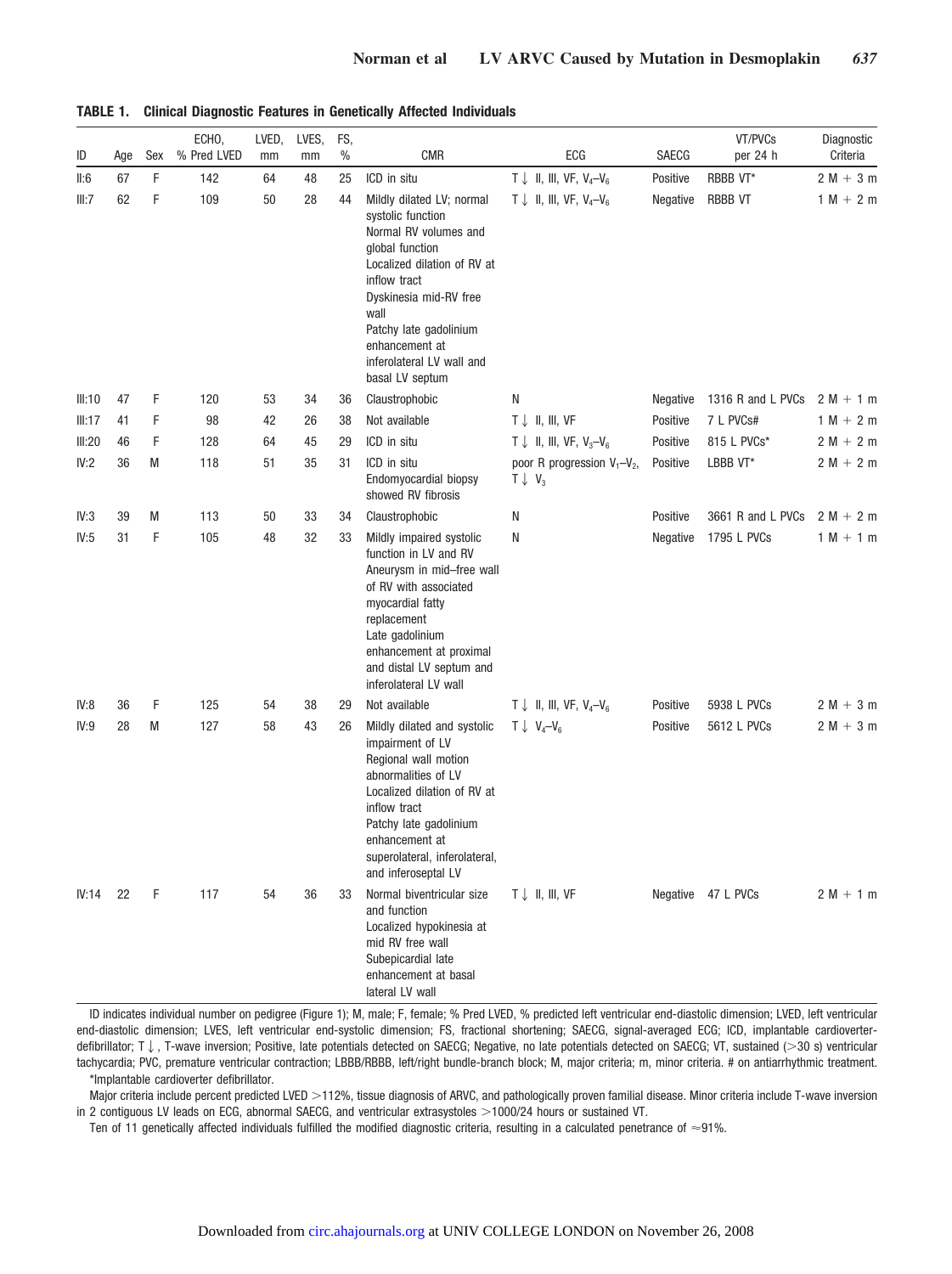**TABLE 1. Clinical Diagnostic Features in Genetically Affected Individuals**

| ID | Age | Sex | ECHO, % Pred LVED | LVED, mm | LVES, mm | FS, % | CMR | ECG | SAECG | VT/PVCs per 24 h | Diagnostic Criteria |
|---|---|---|---|---|---|---|---|---|---|---|---|
| II:6 | 67 | F | 142 | 64 | 48 | 25 | ICD in situ | T↓ II, III, VF, $V_4$–$V_6$ | Positive | RBBB VT* | 2 M + 3 m |
| III:7 | 62 | F | 109 | 50 | 28 | 44 | Mildly dilated LV; normal systolic function<br>Normal RV volumes and global function<br>Localized dilation of RV at inflow tract<br>Dyskinesia mid-RV free wall<br>Patchy late gadolinium enhancement at inferolateral LV wall and basal LV septum | T↓ II, III, VF, $V_4$–$V_6$ | Negative | RBBB VT | 1 M + 2 m |
| III:10 | 47 | F | 120 | 53 | 34 | 36 | Claustrophobic | N | Negative | 1316 R and L PVCs | 2 M + 1 m |
| III:17 | 41 | F | 98 | 42 | 26 | 38 | Not available | T↓ II, III, VF | Positive | 7 L PVCs# | 1 M + 2 m |
| III:20 | 46 | F | 128 | 64 | 45 | 29 | ICD in situ | T↓ II, III, VF, $V_3$–$V_6$ | Positive | 815 L PVCs* | 2 M + 2 m |
| IV:2 | 36 | M | 118 | 51 | 35 | 31 | ICD in situ<br>Endomyocardial biopsy showed RV fibrosis | poor R progression $V_1$–$V_2$, T↓ $V_3$ | Positive | LBBB VT* | 2 M + 2 m |
| IV:3 | 39 | M | 113 | 50 | 33 | 34 | Claustrophobic | N | Positive | 3661 R and L PVCs | 2 M + 2 m |
| IV:5 | 31 | F | 105 | 48 | 32 | 33 | Mildly impaired systolic function in LV and RV<br>Aneurysm in mid–free wall of RV with associated myocardial fatty replacement<br>Late gadolinium enhancement at proximal and distal LV septum and inferolateral LV wall | N | Negative | 1795 L PVCs | 1 M + 1 m |
| IV:8 | 36 | F | 125 | 54 | 38 | 29 | Not available | T↓ II, III, VF, $V_4$–$V_6$ | Positive | 5938 L PVCs | 2 M + 3 m |
| IV:9 | 28 | M | 127 | 58 | 43 | 26 | Mildly dilated and systolic impairment of LV<br>Regional wall motion abnormalities of LV<br>Localized dilation of RV at inflow tract<br>Patchy late gadolinium enhancement at superolateral, inferolateral, and inferoseptal LV | T↓ $V_4$–$V_6$ | Positive | 5612 L PVCs | 2 M + 3 m |
| IV:14 | 22 | F | 117 | 54 | 36 | 33 | Normal biventricular size and function<br>Localized hypokinesia at mid RV free wall<br>Subepicardial late enhancement at basal lateral LV wall | T↓ II, III, VF | Negative | 47 L PVCs | 2 M + 1 m |

ID indicates individual number on pedigree (Figure 1); M, male; F, female; % Pred LVED, % predicted left ventricular end-diastolic dimension; LVED, left ventricular end-diastolic dimension; LVES, left ventricular end-systolic dimension; FS, fractional shortening; SAECG, signal-averaged ECG; ICD, implantable cardioverter-defibrillator; T↓, T-wave inversion; Positive, late potentials detected on SAECG; Negative, no late potentials detected on SAECG; VT, sustained (>30 s) ventricular tachycardia; PVC, premature ventricular contraction; LBBB/RBBB, left/right bundle-branch block; M, major criteria; m, minor criteria. # on antiarrhythmic treatment.

*Implantable cardioverter defibrillator.

Major criteria include percent predicted LVED >112%, tissue diagnosis of ARVC, and pathologically proven familial disease. Minor criteria include T-wave inversion in 2 contiguous LV leads on ECG, abnormal SAECG, and ventricular extrasystoles >1000/24 hours or sustained VT.

Ten of 11 genetically affected individuals fulfilled the modified diagnostic criteria, resulting in a calculated penetrance of ≈91%.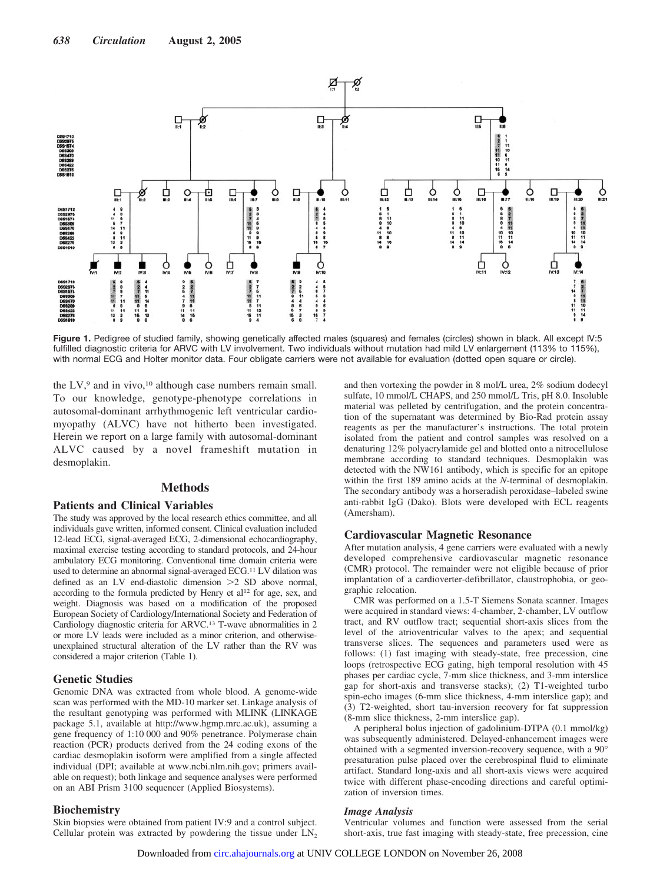Figure 1. Pedigree of studied family, showing genetically affected males (squares) and females (circles) shown in black. All except IV:5 fulfilled diagnostic criteria for ARVC with LV involvement. Two individuals without mutation had mild LV enlargement (113% to 115%), with normal ECG and Holter monitor data. Four obligate carriers were not available for evaluation (dotted open square or circle).

the LV,[9] and in vivo,[10] although case numbers remain small. To our knowledge, genotype-phenotype correlations in autosomal-dominant arrhythmogenic left ventricular cardiomyopathy (ALVC) have not hitherto been investigated. Herein we report on a large family with autosomal-dominant ALVC caused by a novel frameshift mutation in desmoplakin.

## Methods

### Patients and Clinical Variables

The study was approved by the local research ethics committee, and all individuals gave written, informed consent. Clinical evaluation included 12-lead ECG, signal-averaged ECG, 2-dimensional echocardiography, maximal exercise testing according to standard protocols, and 24-hour ambulatory ECG monitoring. Conventional time domain criteria were used to determine an abnormal signal-averaged ECG.[11] LV dilation was defined as an LV end-diastolic dimension >2 SD above normal, according to the formula predicted by Henry et al[12] for age, sex, and weight. Diagnosis was based on a modification of the proposed European Society of Cardiology/International Society and Federation of Cardiology diagnostic criteria for ARVC.[13] T-wave abnormalities in 2 or more LV leads were included as a minor criterion, and otherwise-unexplained structural alteration of the LV rather than the RV was considered a major criterion (Table 1).

### Genetic Studies

Genomic DNA was extracted from whole blood. A genome-wide scan was performed with the MD-10 marker set. Linkage analysis of the resultant genotyping was performed with MLINK (LINKAGE package 5.1, available at http://www.hgmp.mrc.ac.uk), assuming a gene frequency of 1:10 000 and 90% penetrance. Polymerase chain reaction (PCR) products derived from the 24 coding exons of the cardiac desmoplakin isoform were amplified from a single affected individual (DPI; available at www.ncbi.nlm.nih.gov; primers available on request); both linkage and sequence analyses were performed on an ABI Prism 3100 sequencer (Applied Biosystems).

### Biochemistry

Skin biopsies were obtained from patient IV:9 and a control subject. Cellular protein was extracted by powdering the tissue under $LN_2$ and then vortexing the powder in 8 mol/L urea, 2% sodium dodecyl sulfate, 10 mmol/L CHAPS, and 250 mmol/L Tris, pH 8.0. Insoluble material was pelleted by centrifugation, and the protein concentration of the supernatant was determined by Bio-Rad protein assay reagents as per the manufacturer's instructions. The total protein isolated from the patient and control samples was resolved on a denaturing 12% polyacrylamide gel and blotted onto a nitrocellulose membrane according to standard techniques. Desmoplakin was detected with the NW161 antibody, which is specific for an epitope within the first 189 amino acids at the *N*-terminal of desmoplakin. The secondary antibody was a horseradish peroxidase–labeled swine anti-rabbit IgG (Dako). Blots were developed with ECL reagents (Amersham).

### Cardiovascular Magnetic Resonance

After mutation analysis, 4 gene carriers were evaluated with a newly developed comprehensive cardiovascular magnetic resonance (CMR) protocol. The remainder were not eligible because of prior implantation of a cardioverter-defibrillator, claustrophobia, or geographic relocation.

CMR was performed on a 1.5-T Siemens Sonata scanner. Images were acquired in standard views: 4-chamber, 2-chamber, LV outflow tract, and RV outflow tract; sequential short-axis slices from the level of the atrioventricular valves to the apex; and sequential transverse slices. The sequences and parameters used were as follows: (1) fast imaging with steady-state, free precession, cine loops (retrospective ECG gating, high temporal resolution with 45 phases per cardiac cycle, 7-mm slice thickness, and 3-mm interslice gap for short-axis and transverse stacks); (2) T1-weighted turbo spin-echo images (6-mm slice thickness, 4-mm interslice gap); and (3) T2-weighted, short tau-inversion recovery for fat suppression (8-mm slice thickness, 2-mm interslice gap).

A peripheral bolus injection of gadolinium-DTPA (0.1 mmol/kg) was subsequently administered. Delayed-enhancement images were obtained with a segmented inversion-recovery sequence, with a 90° presaturation pulse placed over the cerebrospinal fluid to eliminate artifact. Standard long-axis and all short-axis views were acquired twice with different phase-encoding directions and careful optimization of inversion times.

#### *Image Analysis*

Ventricular volumes and function were assessed from the serial short-axis, true fast imaging with steady-state, free precession, cine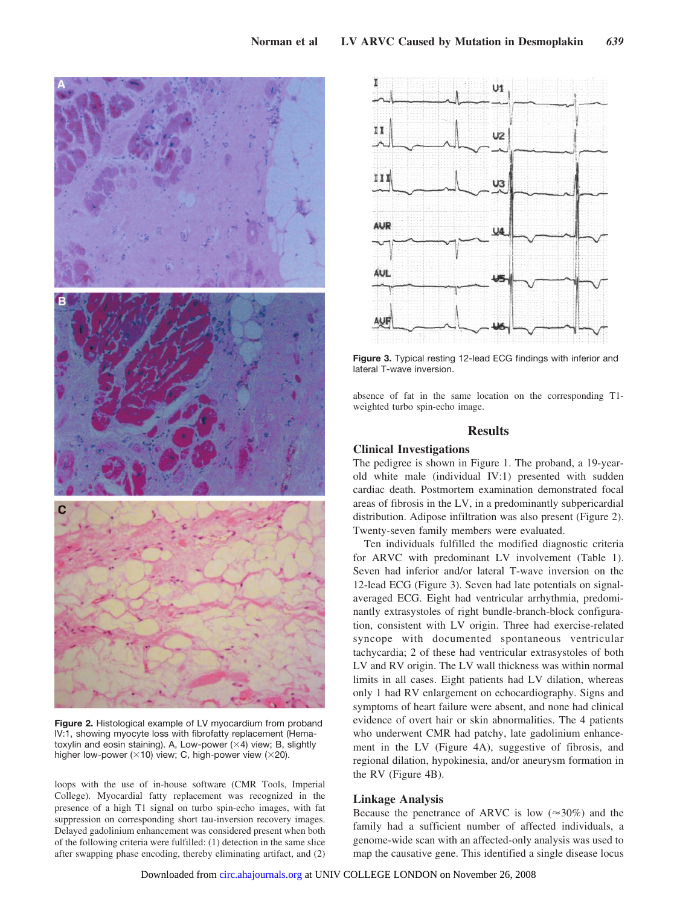Figure 2. Histological example of LV myocardium from proband IV:1, showing myocyte loss with fibrofatty replacement (Hematoxylin and eosin staining). A, Low-power (×4) view; B, slightly higher low-power (×10) view; C, high-power view (×20).

loops with the use of in-house software (CMR Tools, Imperial College). Myocardial fatty replacement was recognized in the presence of a high T1 signal on turbo spin-echo images, with fat suppression on corresponding short tau-inversion recovery images. Delayed gadolinium enhancement was considered present when both of the following criteria were fulfilled: (1) detection in the same slice after swapping phase encoding, thereby eliminating artifact, and (2) absence of fat in the same location on the corresponding T1-weighted turbo spin-echo image.

Figure 3. Typical resting 12-lead ECG findings with inferior and lateral T-wave inversion.

## Results

### Clinical Investigations

The pedigree is shown in Figure 1. The proband, a 19-year-old white male (individual IV:1) presented with sudden cardiac death. Postmortem examination demonstrated focal areas of fibrosis in the LV, in a predominantly subpericardial distribution. Adipose infiltration was also present (Figure 2). Twenty-seven family members were evaluated.

Ten individuals fulfilled the modified diagnostic criteria for ARVC with predominant LV involvement (Table 1). Seven had inferior and/or lateral T-wave inversion on the 12-lead ECG (Figure 3). Seven had late potentials on signal-averaged ECG. Eight had ventricular arrhythmia, predominantly extrasystoles of right bundle-branch-block configuration, consistent with LV origin. Three had exercise-related syncope with documented spontaneous ventricular tachycardia; 2 of these had ventricular extrasystoles of both LV and RV origin. The LV wall thickness was within normal limits in all cases. Eight patients had LV dilation, whereas only 1 had RV enlargement on echocardiography. Signs and symptoms of heart failure were absent, and none had clinical evidence of overt hair or skin abnormalities. The 4 patients who underwent CMR had patchy, late gadolinium enhancement in the LV (Figure 4A), suggestive of fibrosis, and regional dilation, hypokinesia, and/or aneurysm formation in the RV (Figure 4B).

### Linkage Analysis

Because the penetrance of ARVC is low (≈30%) and the family had a sufficient number of affected individuals, a genome-wide scan with an affected-only analysis was used to map the causative gene. This identified a single disease locus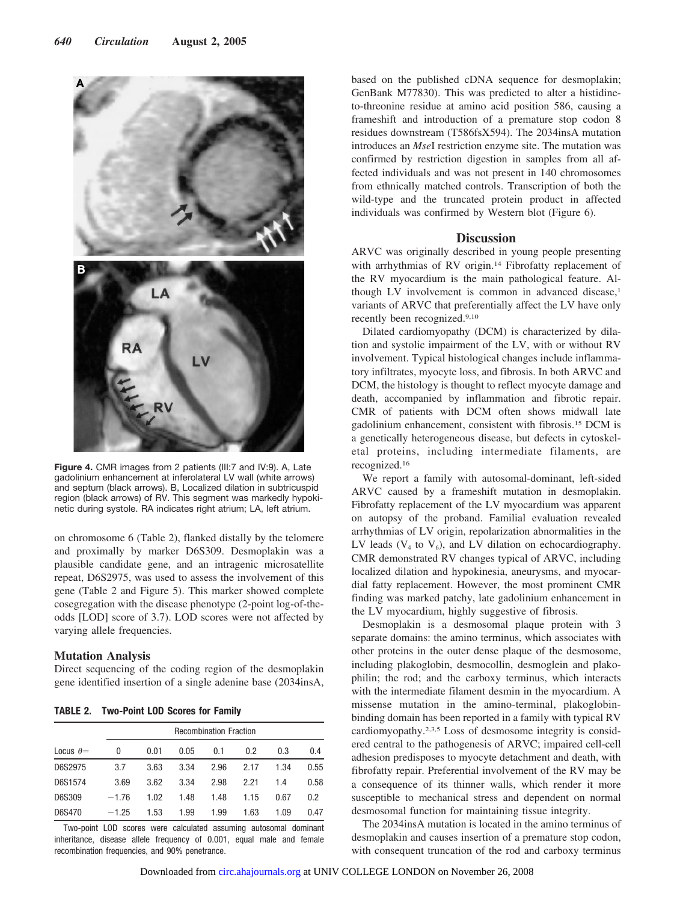Figure 4. CMR images from 2 patients (III:7 and IV:9). A, Late gadolinium enhancement at inferolateral LV wall (white arrows) and septum (black arrows). B, Localized dilation in subtricuspid region (black arrows) of RV. This segment was markedly hypokinetic during systole. RA indicates right atrium; LA, left atrium.

on chromosome 6 (Table 2), flanked distally by the telomere and proximally by marker D6S309. Desmoplakin was a plausible candidate gene, and an intragenic microsatellite repeat, D6S2975, was used to assess the involvement of this gene (Table 2 and Figure 5). This marker showed complete cosegregation with the disease phenotype (2-point log-of-the-odds [LOD] score of 3.7). LOD scores were not affected by varying allele frequencies.

### Mutation Analysis

Direct sequencing of the coding region of the desmoplakin gene identified insertion of a single adenine base (2034insA, based on the published cDNA sequence for desmoplakin; GenBank M77830). This was predicted to alter a histidine-to-threonine residue at amino acid position 586, causing a frameshift and introduction of a premature stop codon 8 residues downstream (T586fsX594). The 2034insA mutation introduces an *Mse*I restriction enzyme site. The mutation was confirmed by restriction digestion in samples from all affected individuals and was not present in 140 chromosomes from ethnically matched controls. Transcription of both the wild-type and the truncated protein product in affected individuals was confirmed by Western blot (Figure 6).

**TABLE 2. Two-Point LOD Scores for Family**

| | Recombination Fraction | | | | | | |
|---|---|---|---|---|---|---|---|
| Locus $\theta$= | 0 | 0.01 | 0.05 | 0.1 | 0.2 | 0.3 | 0.4 |
| D6S2975 | 3.7 | 3.63 | 3.34 | 2.96 | 2.17 | 1.34 | 0.55 |
| D6S1574 | 3.69 | 3.62 | 3.34 | 2.98 | 2.21 | 1.4 | 0.58 |
| D6S309 | −1.76 | 1.02 | 1.48 | 1.48 | 1.15 | 0.67 | 0.2 |
| D6S470 | −1.25 | 1.53 | 1.99 | 1.99 | 1.63 | 1.09 | 0.47 |

Two-point LOD scores were calculated assuming autosomal dominant inheritance, disease allele frequency of 0.001, equal male and female recombination frequencies, and 90% penetrance.

## Discussion

ARVC was originally described in young people presenting with arrhythmias of RV origin.[14] Fibrofatty replacement of the RV myocardium is the main pathological feature. Although LV involvement is common in advanced disease,[1] variants of ARVC that preferentially affect the LV have only recently been recognized.[9,10]

Dilated cardiomyopathy (DCM) is characterized by dilation and systolic impairment of the LV, with or without RV involvement. Typical histological changes include inflammatory infiltrates, myocyte loss, and fibrosis. In both ARVC and DCM, the histology is thought to reflect myocyte damage and death, accompanied by inflammation and fibrotic repair. CMR of patients with DCM often shows midwall late gadolinium enhancement, consistent with fibrosis.[15] DCM is a genetically heterogeneous disease, but defects in cytoskeletal proteins, including intermediate filaments, are recognized.[16]

We report a family with autosomal-dominant, left-sided ARVC caused by a frameshift mutation in desmoplakin. Fibrofatty replacement of the LV myocardium was apparent on autopsy of the proband. Familial evaluation revealed arrhythmias of LV origin, repolarization abnormalities in the LV leads ($V_4$ to $V_6$), and LV dilation on echocardiography. CMR demonstrated RV changes typical of ARVC, including localized dilation and hypokinesia, aneurysms, and myocardial fatty replacement. However, the most prominent CMR finding was marked patchy, late gadolinium enhancement in the LV myocardium, highly suggestive of fibrosis.

Desmoplakin is a desmosomal plaque protein with 3 separate domains: the amino terminus, which associates with other proteins in the outer dense plaque of the desmosome, including plakoglobin, desmocollin, desmoglein and plakophilin; the rod; and the carboxy terminus, which interacts with the intermediate filament desmin in the myocardium. A missense mutation in the amino-terminal, plakoglobin-binding domain has been reported in a family with typical RV cardiomyopathy.[2,3,5] Loss of desmosome integrity is considered central to the pathogenesis of ARVC; impaired cell-cell adhesion predisposes to myocyte detachment and death, with fibrofatty repair. Preferential involvement of the RV may be a consequence of its thinner walls, which render it more susceptible to mechanical stress and dependent on normal desmosomal function for maintaining tissue integrity.

The 2034insA mutation is located in the amino terminus of desmoplakin and causes insertion of a premature stop codon, with consequent truncation of the rod and carboxy terminus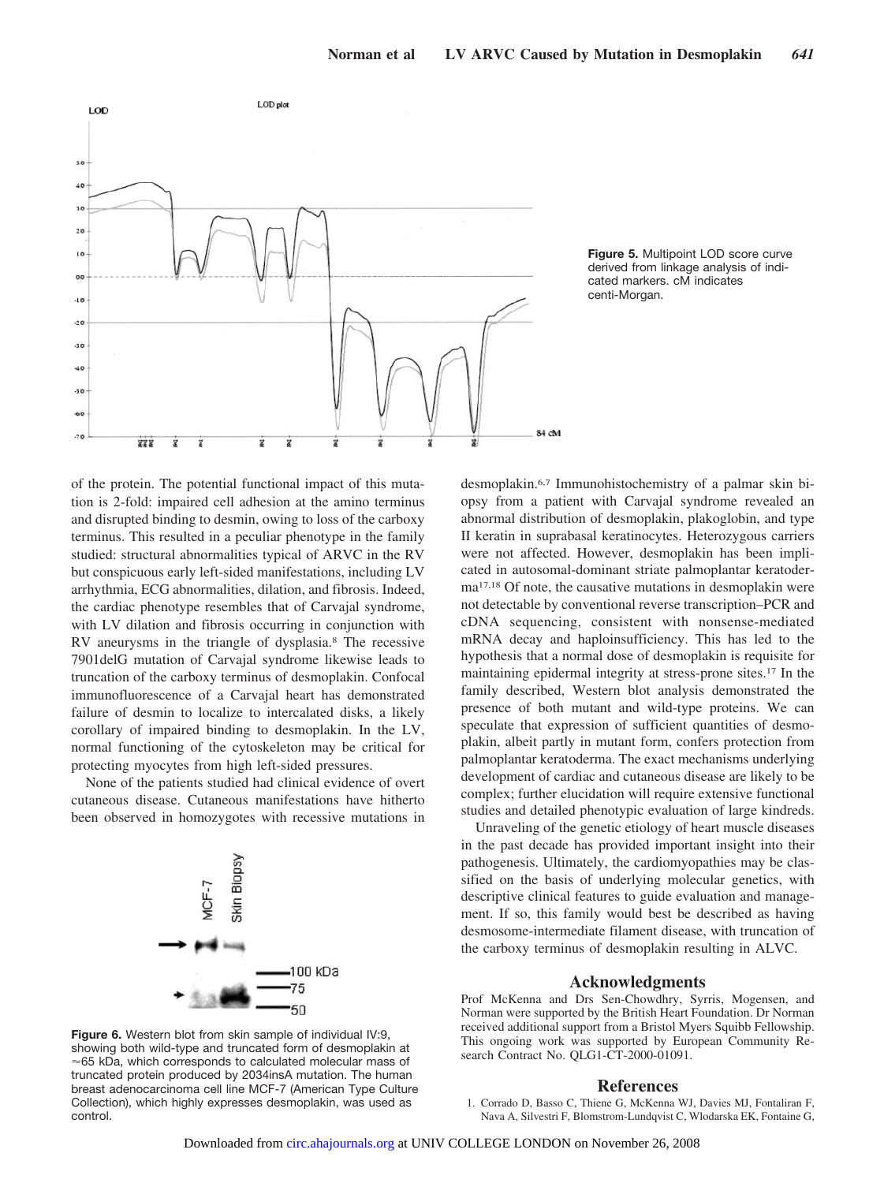**Figure 5.** Multipoint LOD score curve derived from linkage analysis of indicated markers. cM indicates centi-Morgan.

of the protein. The potential functional impact of this mutation is 2-fold: impaired cell adhesion at the amino terminus and disrupted binding to desmin, owing to loss of the carboxy terminus. This resulted in a peculiar phenotype in the family studied: structural abnormalities typical of ARVC in the RV but conspicuous early left-sided manifestations, including LV arrhythmia, ECG abnormalities, dilation, and fibrosis. Indeed, the cardiac phenotype resembles that of Carvajal syndrome, with LV dilation and fibrosis occurring in conjunction with RV aneurysms in the triangle of dysplasia.[8] The recessive 7901delG mutation of Carvajal syndrome likewise leads to truncation of the carboxy terminus of desmoplakin. Confocal immunofluorescence of a Carvajal heart has demonstrated failure of desmin to localize to intercalated disks, a likely corollary of impaired binding to desmoplakin. In the LV, normal functioning of the cytoskeleton may be critical for protecting myocytes from high left-sided pressures.

None of the patients studied had clinical evidence of overt cutaneous disease. Cutaneous manifestations have hitherto been observed in homozygotes with recessive mutations in desmoplakin.[6,7] Immunohistochemistry of a palmar skin biopsy from a patient with Carvajal syndrome revealed an abnormal distribution of desmoplakin, plakoglobin, and type II keratin in suprabasal keratinocytes. Heterozygous carriers were not affected. However, desmoplakin has been implicated in autosomal-dominant striate palmoplantar keratoderma[17,18] Of note, the causative mutations in desmoplakin were not detectable by conventional reverse transcription–PCR and cDNA sequencing, consistent with nonsense-mediated mRNA decay and haploinsufficiency. This has led to the hypothesis that a normal dose of desmoplakin is requisite for maintaining epidermal integrity at stress-prone sites.[17] In the family described, Western blot analysis demonstrated the presence of both mutant and wild-type proteins. We can speculate that expression of sufficient quantities of desmoplakin, albeit partly in mutant form, confers protection from palmoplantar keratoderma. The exact mechanisms underlying development of cardiac and cutaneous disease are likely to be complex; further elucidation will require extensive functional studies and detailed phenotypic evaluation of large kindreds.

**Figure 6.** Western blot from skin sample of individual IV:9, showing both wild-type and truncated form of desmoplakin at ≈65 kDa, which corresponds to calculated molecular mass of truncated protein produced by 2034insA mutation. The human breast adenocarcinoma cell line MCF-7 (American Type Culture Collection), which highly expresses desmoplakin, was used as control.

Unraveling of the genetic etiology of heart muscle diseases in the past decade has provided important insight into their pathogenesis. Ultimately, the cardiomyopathies may be classified on the basis of underlying molecular genetics, with descriptive clinical features to guide evaluation and management. If so, this family would best be described as having desmosome-intermediate filament disease, with truncation of the carboxy terminus of desmoplakin resulting in ALVC.

## Acknowledgments

Prof McKenna and Drs Sen-Chowdhry, Syrris, Mogensen, and Norman were supported by the British Heart Foundation. Dr Norman received additional support from a Bristol Myers Squibb Fellowship. This ongoing work was supported by European Community Research Contract No. QLG1-CT-2000-01091.

## References

1. Corrado D, Basso C, Thiene G, McKenna WJ, Davies MJ, Fontaliran F, Nava A, Silvestri F, Blomstrom-Lundqvist C, Wlodarska EK, Fontaine G,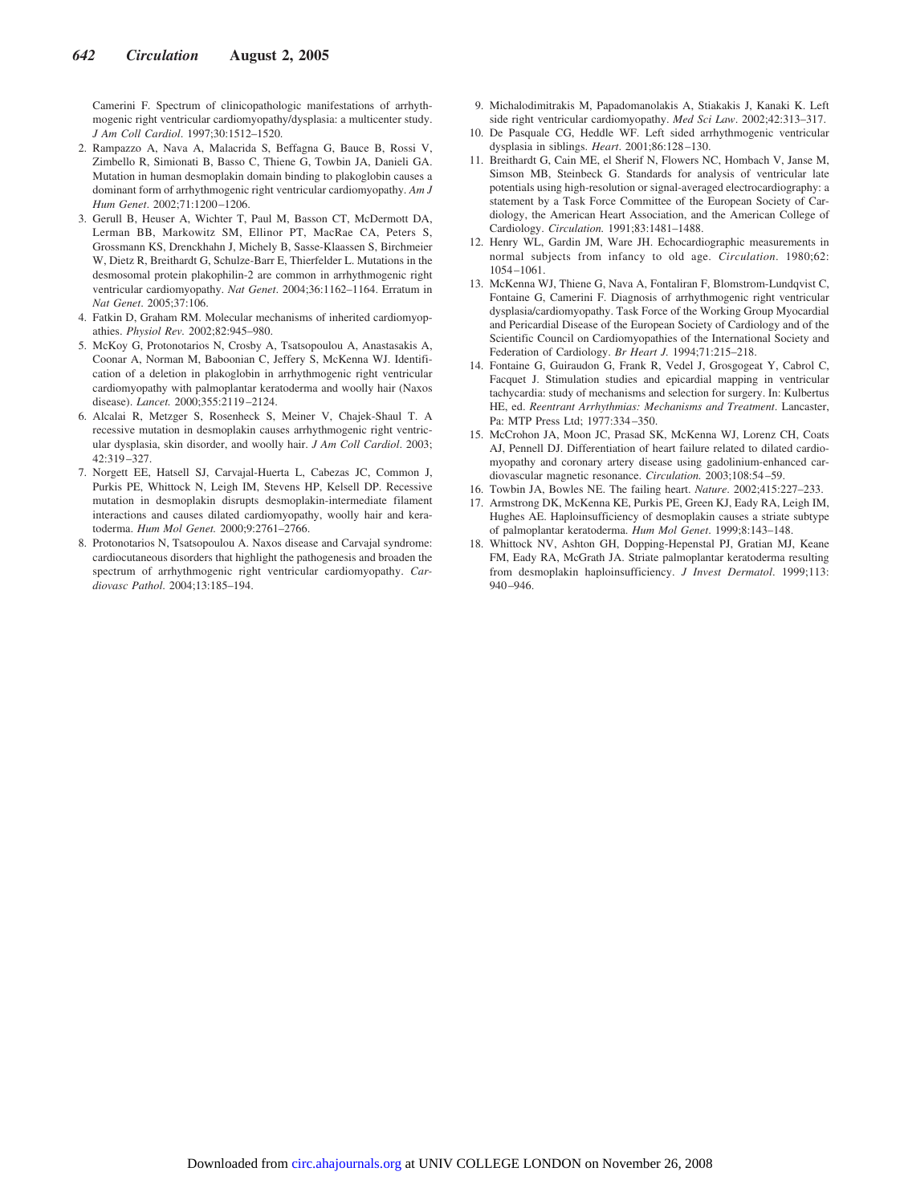Camerini F. Spectrum of clinicopathologic manifestations of arrhythmogenic right ventricular cardiomyopathy/dysplasia: a multicenter study. *J Am Coll Cardiol*. 1997;30:1512–1520.

2. Rampazzo A, Nava A, Malacrida S, Beffagna G, Bauce B, Rossi V, Zimbello R, Simionati B, Basso C, Thiene G, Towbin JA, Danieli GA. Mutation in human desmoplakin domain binding to plakoglobin causes a dominant form of arrhythmogenic right ventricular cardiomyopathy. *Am J Hum Genet*. 2002;71:1200–1206.
3. Gerull B, Heuser A, Wichter T, Paul M, Basson CT, McDermott DA, Lerman BB, Markowitz SM, Ellinor PT, MacRae CA, Peters S, Grossmann KS, Drenckhahn J, Michely B, Sasse-Klaassen S, Birchmeier W, Dietz R, Breithardt G, Schulze-Barr E, Thierfelder L. Mutations in the desmosomal protein plakophilin-2 are common in arrhythmogenic right ventricular cardiomyopathy. *Nat Genet*. 2004;36:1162–1164. Erratum in *Nat Genet*. 2005;37:106.
4. Fatkin D, Graham RM. Molecular mechanisms of inherited cardiomyopathies. *Physiol Rev*. 2002;82:945–980.
5. McKoy G, Protonotarios N, Crosby A, Tsatsopoulou A, Anastasakis A, Coonar A, Norman M, Baboonian C, Jeffery S, McKenna WJ. Identification of a deletion in plakoglobin in arrhythmogenic right ventricular cardiomyopathy with palmoplantar keratoderma and woolly hair (Naxos disease). *Lancet.* 2000;355:2119–2124.
6. Alcalai R, Metzger S, Rosenheck S, Meiner V, Chajek-Shaul T. A recessive mutation in desmoplakin causes arrhythmogenic right ventricular dysplasia, skin disorder, and woolly hair. *J Am Coll Cardiol*. 2003; 42:319–327.
7. Norgett EE, Hatsell SJ, Carvajal-Huerta L, Cabezas JC, Common J, Purkis PE, Whittock N, Leigh IM, Stevens HP, Kelsell DP. Recessive mutation in desmoplakin disrupts desmoplakin-intermediate filament interactions and causes dilated cardiomyopathy, woolly hair and keratoderma. *Hum Mol Genet.* 2000;9:2761–2766.
8. Protonotarios N, Tsatsopoulou A. Naxos disease and Carvajal syndrome: cardiocutaneous disorders that highlight the pathogenesis and broaden the spectrum of arrhythmogenic right ventricular cardiomyopathy. *Cardiovasc Pathol*. 2004;13:185–194.
9. Michalodimitrakis M, Papadomanolakis A, Stiakakis J, Kanaki K. Left side right ventricular cardiomyopathy. *Med Sci Law*. 2002;42:313–317.
10. De Pasquale CG, Heddle WF. Left sided arrhythmogenic ventricular dysplasia in siblings. *Heart*. 2001;86:128–130.
11. Breithardt G, Cain ME, el Sherif N, Flowers NC, Hombach V, Janse M, Simson MB, Steinbeck G. Standards for analysis of ventricular late potentials using high-resolution or signal-averaged electrocardiography: a statement by a Task Force Committee of the European Society of Cardiology, the American Heart Association, and the American College of Cardiology. *Circulation.* 1991;83:1481–1488.
12. Henry WL, Gardin JM, Ware JH. Echocardiographic measurements in normal subjects from infancy to old age. *Circulation*. 1980;62: 1054–1061.
13. McKenna WJ, Thiene G, Nava A, Fontaliran F, Blomstrom-Lundqvist C, Fontaine G, Camerini F. Diagnosis of arrhythmogenic right ventricular dysplasia/cardiomyopathy. Task Force of the Working Group Myocardial and Pericardial Disease of the European Society of Cardiology and of the Scientific Council on Cardiomyopathies of the International Society and Federation of Cardiology. *Br Heart J*. 1994;71:215–218.
14. Fontaine G, Guiraudon G, Frank R, Vedel J, Grosgogeat Y, Cabrol C, Facquet J. Stimulation studies and epicardial mapping in ventricular tachycardia: study of mechanisms and selection for surgery. In: Kulbertus HE, ed. *Reentrant Arrhythmias: Mechanisms and Treatment*. Lancaster, Pa: MTP Press Ltd; 1977:334–350.
15. McCrohon JA, Moon JC, Prasad SK, McKenna WJ, Lorenz CH, Coats AJ, Pennell DJ. Differentiation of heart failure related to dilated cardiomyopathy and coronary artery disease using gadolinium-enhanced cardiovascular magnetic resonance. *Circulation.* 2003;108:54–59.
16. Towbin JA, Bowles NE. The failing heart. *Nature*. 2002;415:227–233.
17. Armstrong DK, McKenna KE, Purkis PE, Green KJ, Eady RA, Leigh IM, Hughes AE. Haploinsufficiency of desmoplakin causes a striate subtype of palmoplantar keratoderma. *Hum Mol Genet*. 1999;8:143–148.
18. Whittock NV, Ashton GH, Dopping-Hepenstal PJ, Gratian MJ, Keane FM, Eady RA, McGrath JA. Striate palmoplantar keratoderma resulting from desmoplakin haploinsufficiency. *J Invest Dermatol*. 1999;113: 940–946.